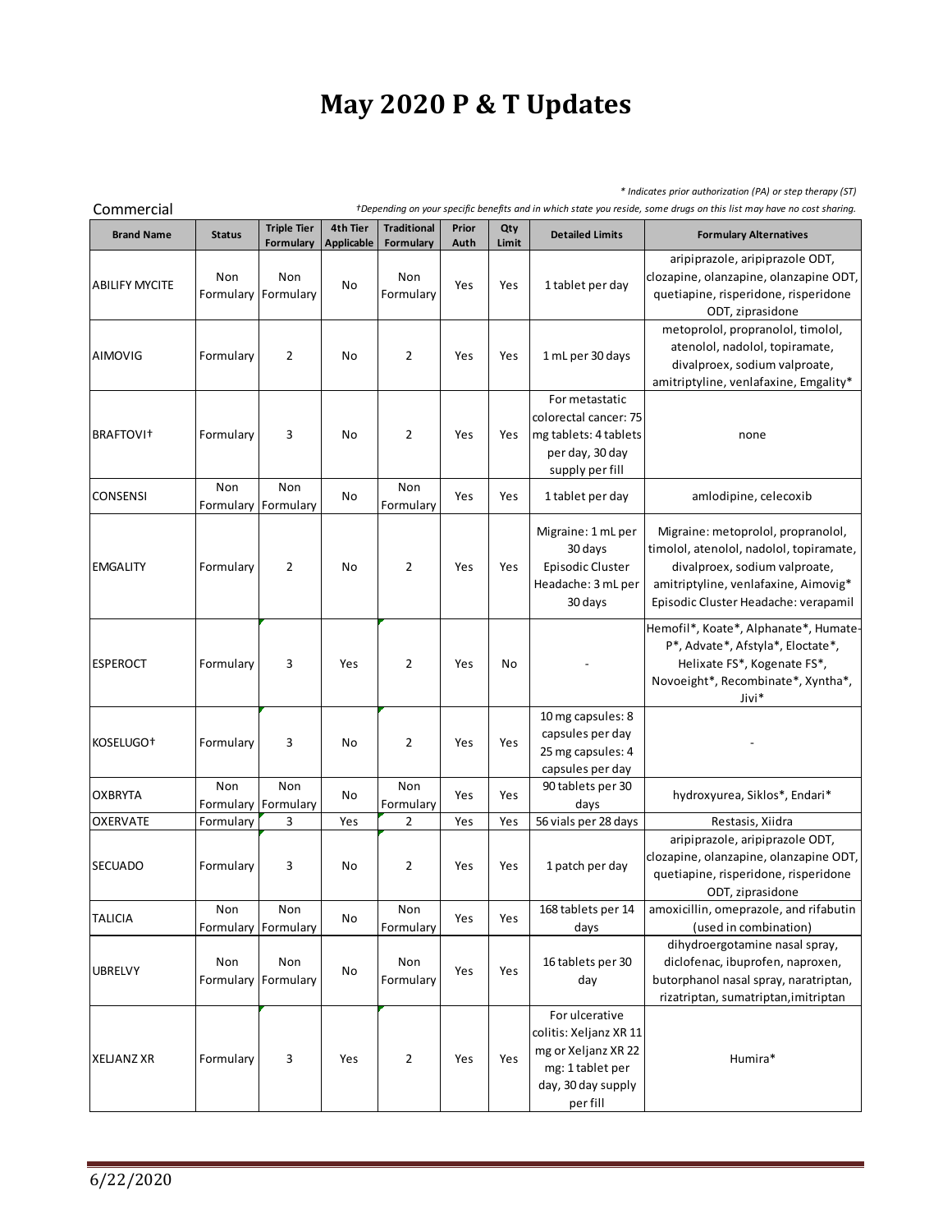# May 2020 P & T Updates

*\* Indicates prior authorization (PA) or step therapy (ST)*

*†Depending on your specific benefits and in which state you reside, some drugs on this list may have no cost sharing.*

Commercial

| Brand Name | Status | Triple Tier Formulary | 4th Tier Applicable | Traditional Formulary | Prior Auth | Qty Limit | Detailed Limits | Formulary Alternatives |
|---|---|---|---|---|---|---|---|---|
| ABILIFY MYCITE | Non Formulary | Non Formulary | No | Non Formulary | Yes | Yes | 1 tablet per day | aripiprazole, aripiprazole ODT, clozapine, olanzapine, olanzapine ODT, quetiapine, risperidone, risperidone ODT, ziprasidone |
| AIMOVIG | Formulary | 2 | No | 2 | Yes | Yes | 1 mL per 30 days | metoprolol, propranolol, timolol, atenolol, nadolol, topiramate, divalproex, sodium valproate, amitriptyline, venlafaxine, Emgality* |
| BRAFTOVI† | Formulary | 3 | No | 2 | Yes | Yes | For metastatic colorectal cancer: 75 mg tablets: 4 tablets per day, 30 day supply per fill | none |
| CONSENSI | Non Formulary | Non Formulary | No | Non Formulary | Yes | Yes | 1 tablet per day | amlodipine, celecoxib |
| EMGALITY | Formulary | 2 | No | 2 | Yes | Yes | Migraine: 1 mL per 30 days Episodic Cluster Headache: 3 mL per 30 days | Migraine: metoprolol, propranolol, timolol, atenolol, nadolol, topiramate, divalproex, sodium valproate, amitriptyline, venlafaxine, Aimovig* Episodic Cluster Headache: verapamil |
| ESPEROCT | Formulary | 3 | Yes | 2 | Yes | No | - | Hemofil*, Koate*, Alphanate*, Humate-P*, Advate*, Afstyla*, Eloctate*, Helixate FS*, Kogenate FS*, Novoeight*, Recombinate*, Xyntha*, Jivi* |
| KOSELUGO† | Formulary | 3 | No | 2 | Yes | Yes | 10 mg capsules: 8 capsules per day 25 mg capsules: 4 capsules per day | - |
| OXBRYTA | Non Formulary | Non Formulary | No | Non Formulary | Yes | Yes | 90 tablets per 30 days | hydroxyurea, Siklos*, Endari* |
| OXERVATE | Formulary | 3 | Yes | 2 | Yes | Yes | 56 vials per 28 days | Restasis, Xiidra |
| SECUADO | Formulary | 3 | No | 2 | Yes | Yes | 1 patch per day | aripiprazole, aripiprazole ODT, clozapine, olanzapine, olanzapine ODT, quetiapine, risperidone, risperidone ODT, ziprasidone |
| TALICIA | Non Formulary | Non Formulary | No | Non Formulary | Yes | Yes | 168 tablets per 14 days | amoxicillin, omeprazole, and rifabutin (used in combination) |
| UBRELVY | Non Formulary | Non Formulary | No | Non Formulary | Yes | Yes | 16 tablets per 30 day | dihydroergotamine nasal spray, diclofenac, ibuprofen, naproxen, butorphanol nasal spray, naratriptan, rizatriptan, sumatriptan,imitriptan |
| XELJANZ XR | Formulary | 3 | Yes | 2 | Yes | Yes | For ulcerative colitis: Xeljanz XR 11 mg or Xeljanz XR 22 mg: 1 tablet per day, 30 day supply per fill | Humira* |

6/22/2020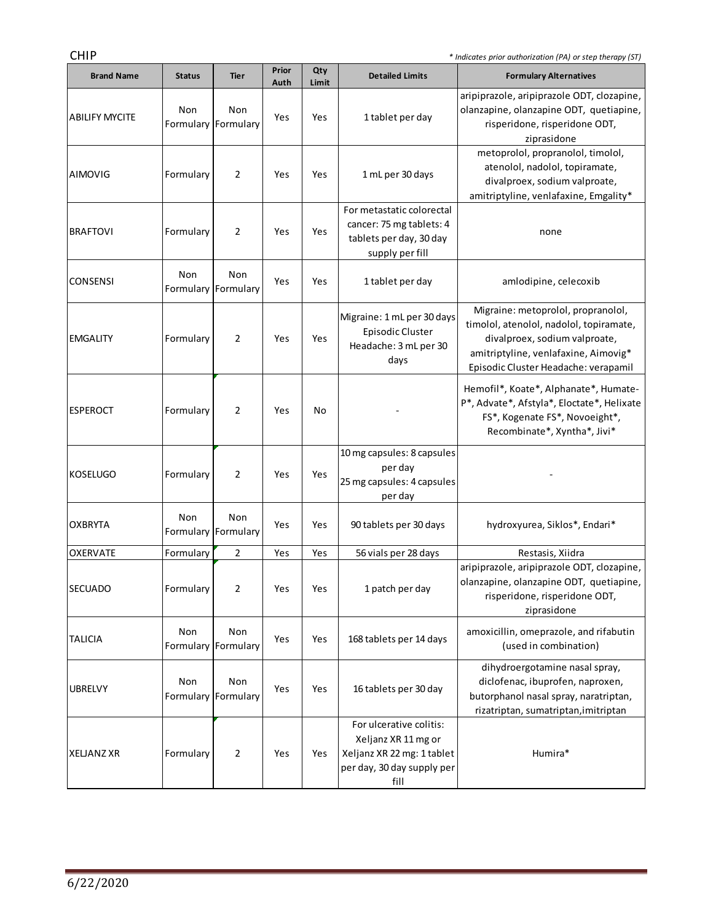CHIP

*\* Indicates prior authorization (PA) or step therapy (ST)*

| Brand Name | Status | Tier | Prior Auth | Qty Limit | Detailed Limits | Formulary Alternatives |
|---|---|---|---|---|---|---|
| ABILIFY MYCITE | Non Formulary | Non Formulary | Yes | Yes | 1 tablet per day | aripiprazole, aripiprazole ODT, clozapine, olanzapine, olanzapine ODT, quetiapine, risperidone, risperidone ODT, ziprasidone |
| AIMOVIG | Formulary | 2 | Yes | Yes | 1 mL per 30 days | metoprolol, propranolol, timolol, atenolol, nadolol, topiramate, divalproex, sodium valproate, amitriptyline, venlafaxine, Emgality* |
| BRAFTOVI | Formulary | 2 | Yes | Yes | For metastatic colorectal cancer: 75 mg tablets: 4 tablets per day, 30 day supply per fill | none |
| CONSENSI | Non Formulary | Non Formulary | Yes | Yes | 1 tablet per day | amlodipine, celecoxib |
| EMGALITY | Formulary | 2 | Yes | Yes | Migraine: 1 mL per 30 days Episodic Cluster Headache: 3 mL per 30 days | Migraine: metoprolol, propranolol, timolol, atenolol, nadolol, topiramate, divalproex, sodium valproate, amitriptyline, venlafaxine, Aimovig* Episodic Cluster Headache: verapamil |
| ESPEROCT | Formulary | 2 | Yes | No | - | Hemofil*, Koate*, Alphanate*, Humate-P*, Advate*, Afstyla*, Eloctate*, Helixate FS*, Kogenate FS*, Novoeight*, Recombinate*, Xyntha*, Jivi* |
| KOSELUGO | Formulary | 2 | Yes | Yes | 10 mg capsules: 8 capsules per day 25 mg capsules: 4 capsules per day | - |
| OXBRYTA | Non Formulary | Non Formulary | Yes | Yes | 90 tablets per 30 days | hydroxyurea, Siklos*, Endari* |
| OXERVATE | Formulary | 2 | Yes | Yes | 56 vials per 28 days | Restasis, Xiidra |
| SECUADO | Formulary | 2 | Yes | Yes | 1 patch per day | aripiprazole, aripiprazole ODT, clozapine, olanzapine, olanzapine ODT, quetiapine, risperidone, risperidone ODT, ziprasidone |
| TALICIA | Non Formulary | Non Formulary | Yes | Yes | 168 tablets per 14 days | amoxicillin, omeprazole, and rifabutin (used in combination) |
| UBRELVY | Non Formulary | Non Formulary | Yes | Yes | 16 tablets per 30 day | dihydroergotamine nasal spray, diclofenac, ibuprofen, naproxen, butorphanol nasal spray, naratriptan, rizatriptan, sumatriptan,imitriptan |
| XELJANZ XR | Formulary | 2 | Yes | Yes | For ulcerative colitis: Xeljanz XR 11 mg or Xeljanz XR 22 mg: 1 tablet per day, 30 day supply per fill | Humira* |

6/22/2020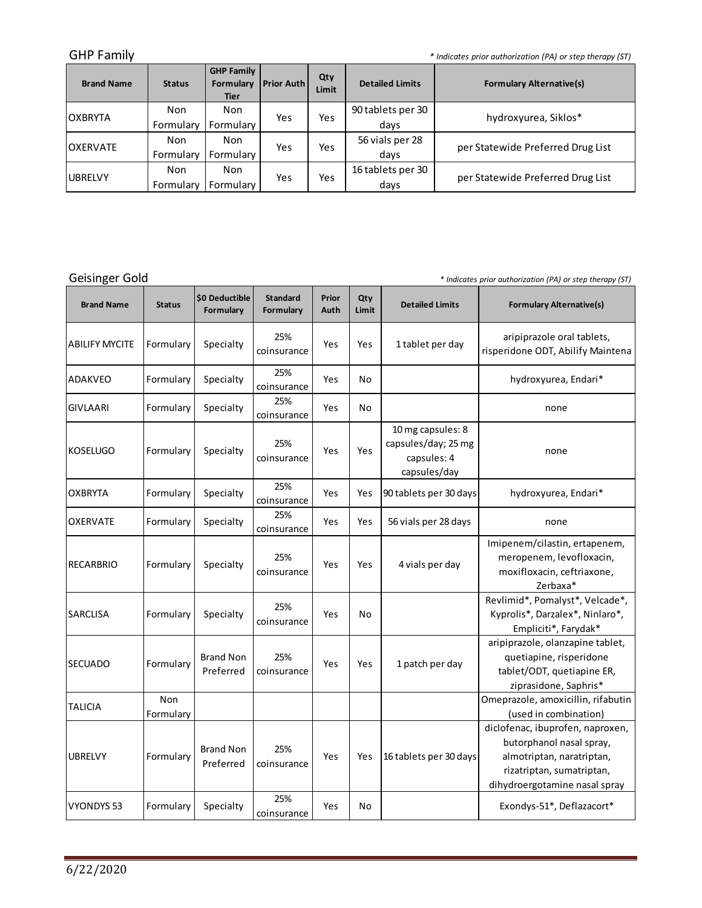## GHP Family

*\* Indicates prior authorization (PA) or step therapy (ST)*

| Brand Name | Status | GHP Family Formulary Tier | Prior Auth | Qty Limit | Detailed Limits | Formulary Alternative(s) |
|---|---|---|---|---|---|---|
| OXBRYTA | Non Formulary | Non Formulary | Yes | Yes | 90 tablets per 30 days | hydroxyurea, Siklos* |
| OXERVATE | Non Formulary | Non Formulary | Yes | Yes | 56 vials per 28 days | per Statewide Preferred Drug List |
| UBRELVY | Non Formulary | Non Formulary | Yes | Yes | 16 tablets per 30 days | per Statewide Preferred Drug List |

## Geisinger Gold

*\* Indicates prior authorization (PA) or step therapy (ST)*

| Brand Name | Status | $0 Deductible Formulary | Standard Formulary | Prior Auth | Qty Limit | Detailed Limits | Formulary Alternative(s) |
|---|---|---|---|---|---|---|---|
| ABILIFY MYCITE | Formulary | Specialty | 25% coinsurance | Yes | Yes | 1 tablet per day | aripiprazole oral tablets, risperidone ODT, Abilify Maintena |
| ADAKVEO | Formulary | Specialty | 25% coinsurance | Yes | No | | hydroxyurea, Endari* |
| GIVLAARI | Formulary | Specialty | 25% coinsurance | Yes | No | | none |
| KOSELUGO | Formulary | Specialty | 25% coinsurance | Yes | Yes | 10 mg capsules: 8 capsules/day; 25 mg capsules: 4 capsules/day | none |
| OXBRYTA | Formulary | Specialty | 25% coinsurance | Yes | Yes | 90 tablets per 30 days | hydroxyurea, Endari* |
| OXERVATE | Formulary | Specialty | 25% coinsurance | Yes | Yes | 56 vials per 28 days | none |
| RECARBRIO | Formulary | Specialty | 25% coinsurance | Yes | Yes | 4 vials per day | Imipenem/cilastin, ertapenem, meropenem, levofloxacin, moxifloxacin, ceftriaxone, Zerbaxa* |
| SARCLISA | Formulary | Specialty | 25% coinsurance | Yes | No | | Revlimid*, Pomalyst*, Velcade*, Kyprolis*, Darzalex*, Ninlaro*, Empliciti*, Farydak* |
| SECUADO | Formulary | Brand Non Preferred | 25% coinsurance | Yes | Yes | 1 patch per day | aripiprazole, olanzapine tablet, quetiapine, risperidone tablet/ODT, quetiapine ER, ziprasidone, Saphris* |
| TALICIA | Non Formulary | | | | | | Omeprazole, amoxicillin, rifabutin (used in combination) |
| UBRELVY | Formulary | Brand Non Preferred | 25% coinsurance | Yes | Yes | 16 tablets per 30 days | diclofenac, ibuprofen, naproxen, butorphanol nasal spray, almotriptan, naratriptan, rizatriptan, sumatriptan, dihydroergotamine nasal spray |
| VYONDYS 53 | Formulary | Specialty | 25% coinsurance | Yes | No | | Exondys-51*, Deflazacort* |

6/22/2020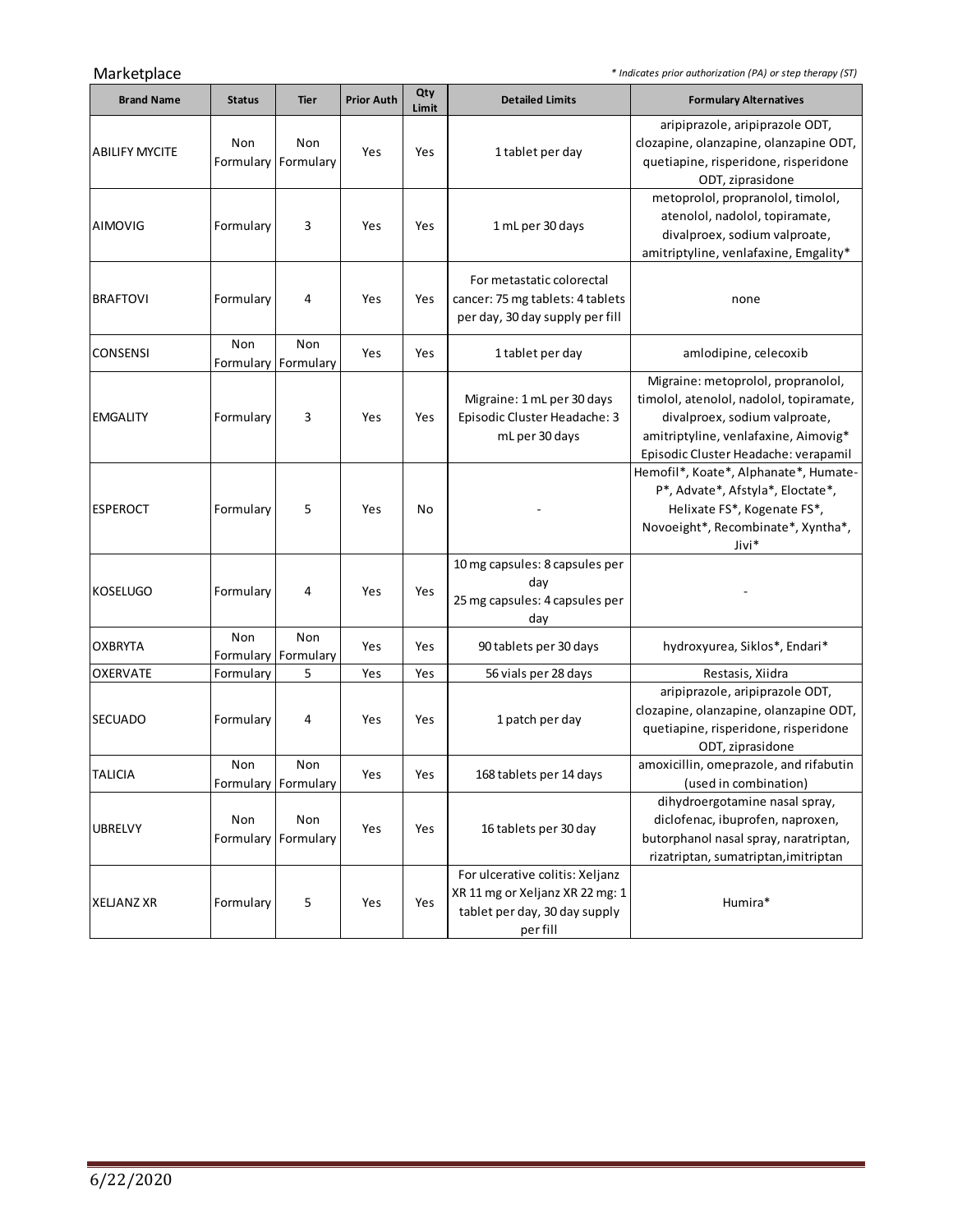Marketplace

*\* Indicates prior authorization (PA) or step therapy (ST)*

| Brand Name | Status | Tier | Prior Auth | Qty Limit | Detailed Limits | Formulary Alternatives |
|---|---|---|---|---|---|---|
| ABILIFY MYCITE | Non Formulary | Non Formulary | Yes | Yes | 1 tablet per day | aripiprazole, aripiprazole ODT, clozapine, olanzapine, olanzapine ODT, quetiapine, risperidone, risperidone ODT, ziprasidone |
| AIMOVIG | Formulary | 3 | Yes | Yes | 1 mL per 30 days | metoprolol, propranolol, timolol, atenolol, nadolol, topiramate, divalproex, sodium valproate, amitriptyline, venlafaxine, Emgality* |
| BRAFTOVI | Formulary | 4 | Yes | Yes | For metastatic colorectal cancer: 75 mg tablets: 4 tablets per day, 30 day supply per fill | none |
| CONSENSI | Non Formulary | Non Formulary | Yes | Yes | 1 tablet per day | amlodipine, celecoxib |
| EMGALITY | Formulary | 3 | Yes | Yes | Migraine: 1 mL per 30 days<br>Episodic Cluster Headache: 3 mL per 30 days | Migraine: metoprolol, propranolol, timolol, atenolol, nadolol, topiramate, divalproex, sodium valproate, amitriptyline, venlafaxine, Aimovig*<br>Episodic Cluster Headache: verapamil |
| ESPEROCT | Formulary | 5 | Yes | No | - | Hemofil*, Koate*, Alphanate*, Humate-P*, Advate*, Afstyla*, Eloctate*, Helixate FS*, Kogenate FS*, Novoeight*, Recombinate*, Xyntha*, Jivi* |
| KOSELUGO | Formulary | 4 | Yes | Yes | 10 mg capsules: 8 capsules per day<br>25 mg capsules: 4 capsules per day | - |
| OXBRYTA | Non Formulary | Non Formulary | Yes | Yes | 90 tablets per 30 days | hydroxyurea, Siklos*, Endari* |
| OXERVATE | Formulary | 5 | Yes | Yes | 56 vials per 28 days | Restasis, Xiidra |
| SECUADO | Formulary | 4 | Yes | Yes | 1 patch per day | aripiprazole, aripiprazole ODT, clozapine, olanzapine, olanzapine ODT, quetiapine, risperidone, risperidone ODT, ziprasidone |
| TALICIA | Non Formulary | Non Formulary | Yes | Yes | 168 tablets per 14 days | amoxicillin, omeprazole, and rifabutin (used in combination) |
| UBRELVY | Non Formulary | Non Formulary | Yes | Yes | 16 tablets per 30 day | dihydroergotamine nasal spray, diclofenac, ibuprofen, naproxen, butorphanol nasal spray, naratriptan, rizatriptan, sumatriptan,imitriptan |
| XELJANZ XR | Formulary | 5 | Yes | Yes | For ulcerative colitis: Xeljanz XR 11 mg or Xeljanz XR 22 mg: 1 tablet per day, 30 day supply per fill | Humira* |

6/22/2020